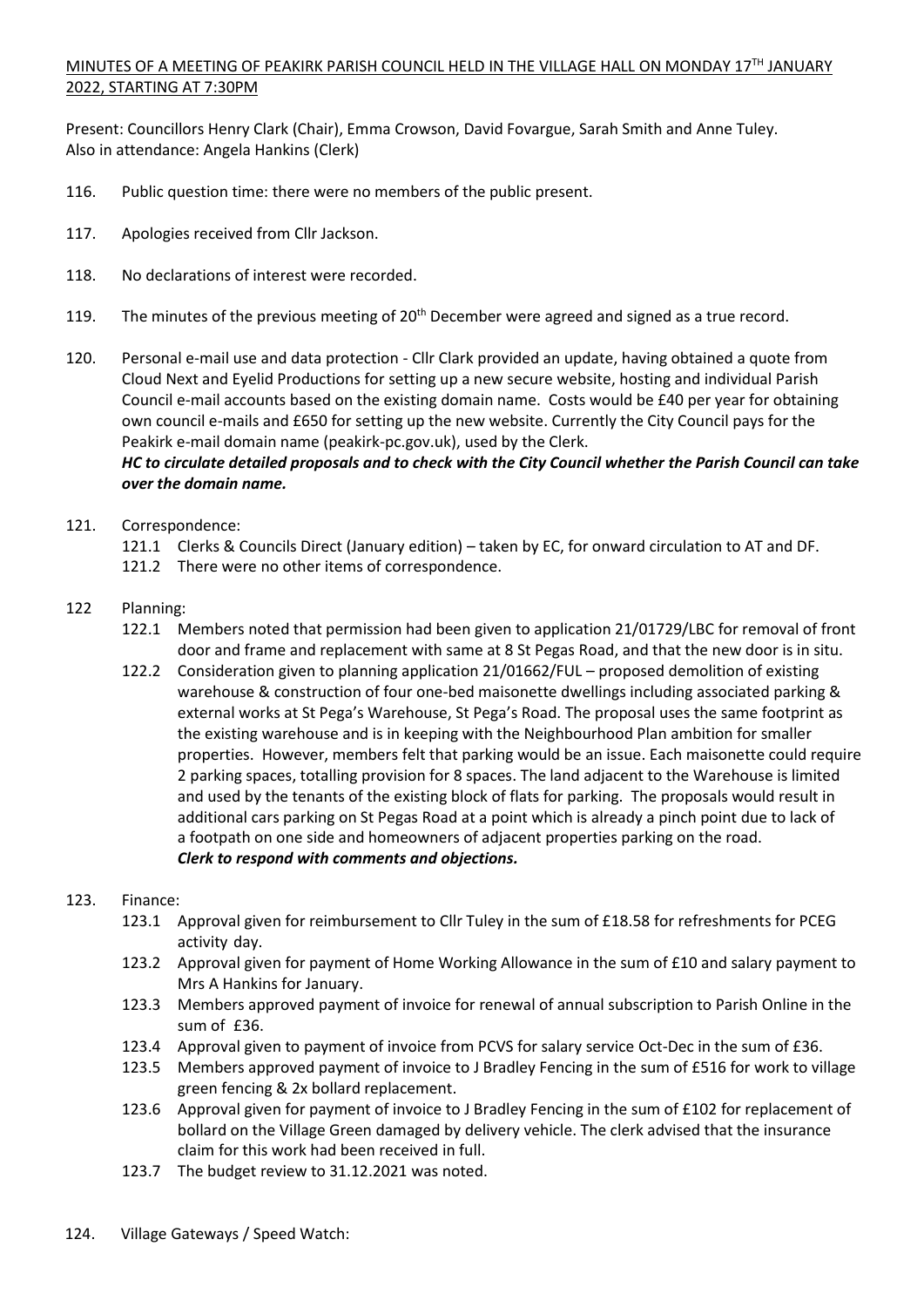MINUTES OF A MEETING OF PEAKIRK PARISH COUNCIL HELD IN THE VILLAGE HALL ON MONDAY 17TH JANUARY 2022, STARTING AT 7:30PM

Present: Councillors Henry Clark (Chair), Emma Crowson, David Fovargue, Sarah Smith and Anne Tuley.
Also in attendance: Angela Hankins (Clerk)

116. Public question time: there were no members of the public present.

117. Apologies received from Cllr Jackson.

118. No declarations of interest were recorded.

119. The minutes of the previous meeting of 20th December were agreed and signed as a true record.

120. Personal e-mail use and data protection - Cllr Clark provided an update, having obtained a quote from Cloud Next and Eyelid Productions for setting up a new secure website, hosting and individual Parish Council e-mail accounts based on the existing domain name. Costs would be £40 per year for obtaining own council e-mails and £650 for setting up the new website. Currently the City Council pays for the Peakirk e-mail domain name (peakirk-pc.gov.uk), used by the Clerk.
***HC to circulate detailed proposals and to check with the City Council whether the Parish Council can take over the domain name.***

121. Correspondence:
    - 121.1 Clerks & Councils Direct (January edition) – taken by EC, for onward circulation to AT and DF.
    - 121.2 There were no other items of correspondence.

122 Planning:
    - 122.1 Members noted that permission had been given to application 21/01729/LBC for removal of front door and frame and replacement with same at 8 St Pegas Road, and that the new door is in situ.
    - 122.2 Consideration given to planning application 21/01662/FUL – proposed demolition of existing warehouse & construction of four one-bed maisonette dwellings including associated parking & external works at St Pega's Warehouse, St Pega's Road. The proposal uses the same footprint as the existing warehouse and is in keeping with the Neighbourhood Plan ambition for smaller properties. However, members felt that parking would be an issue. Each maisonette could require 2 parking spaces, totalling provision for 8 spaces. The land adjacent to the Warehouse is limited and used by the tenants of the existing block of flats for parking. The proposals would result in additional cars parking on St Pegas Road at a point which is already a pinch point due to lack of a footpath on one side and homeowners of adjacent properties parking on the road.
    ***Clerk to respond with comments and objections.***

123. Finance:
    - 123.1 Approval given for reimbursement to Cllr Tuley in the sum of £18.58 for refreshments for PCEG activity day.
    - 123.2 Approval given for payment of Home Working Allowance in the sum of £10 and salary payment to Mrs A Hankins for January.
    - 123.3 Members approved payment of invoice for renewal of annual subscription to Parish Online in the sum of £36.
    - 123.4 Approval given to payment of invoice from PCVS for salary service Oct-Dec in the sum of £36.
    - 123.5 Members approved payment of invoice to J Bradley Fencing in the sum of £516 for work to village green fencing & 2x bollard replacement.
    - 123.6 Approval given for payment of invoice to J Bradley Fencing in the sum of £102 for replacement of bollard on the Village Green damaged by delivery vehicle. The clerk advised that the insurance claim for this work had been received in full.
    - 123.7 The budget review to 31.12.2021 was noted.

124. Village Gateways / Speed Watch: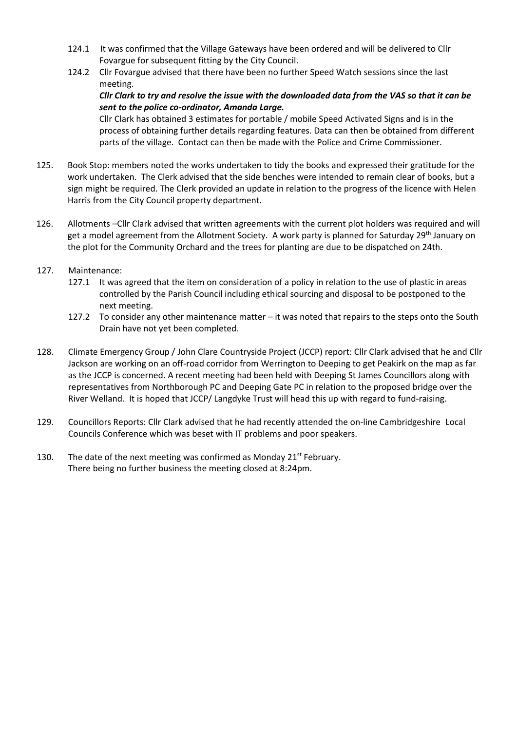124.1 It was confirmed that the Village Gateways have been ordered and will be delivered to Cllr Fovargue for subsequent fitting by the City Council.

124.2 Cllr Fovargue advised that there have been no further Speed Watch sessions since the last meeting.
***Cllr Clark to try and resolve the issue with the downloaded data from the VAS so that it can be sent to the police co-ordinator, Amanda Large.***
Cllr Clark has obtained 3 estimates for portable / mobile Speed Activated Signs and is in the process of obtaining further details regarding features. Data can then be obtained from different parts of the village. Contact can then be made with the Police and Crime Commissioner.

125. Book Stop: members noted the works undertaken to tidy the books and expressed their gratitude for the work undertaken. The Clerk advised that the side benches were intended to remain clear of books, but a sign might be required. The Clerk provided an update in relation to the progress of the licence with Helen Harris from the City Council property department.

126. Allotments –Cllr Clark advised that written agreements with the current plot holders was required and will get a model agreement from the Allotment Society. A work party is planned for Saturday 29th January on the plot for the Community Orchard and the trees for planting are due to be dispatched on 24th.

127. Maintenance:

127.1 It was agreed that the item on consideration of a policy in relation to the use of plastic in areas controlled by the Parish Council including ethical sourcing and disposal to be postponed to the next meeting.

127.2 To consider any other maintenance matter – it was noted that repairs to the steps onto the South Drain have not yet been completed.

128. Climate Emergency Group / John Clare Countryside Project (JCCP) report: Cllr Clark advised that he and Cllr Jackson are working on an off-road corridor from Werrington to Deeping to get Peakirk on the map as far as the JCCP is concerned. A recent meeting had been held with Deeping St James Councillors along with representatives from Northborough PC and Deeping Gate PC in relation to the proposed bridge over the River Welland. It is hoped that JCCP/ Langdyke Trust will head this up with regard to fund-raising.

129. Councillors Reports: Cllr Clark advised that he had recently attended the on-line Cambridgeshire Local Councils Conference which was beset with IT problems and poor speakers.

130. The date of the next meeting was confirmed as Monday 21st February.
There being no further business the meeting closed at 8:24pm.